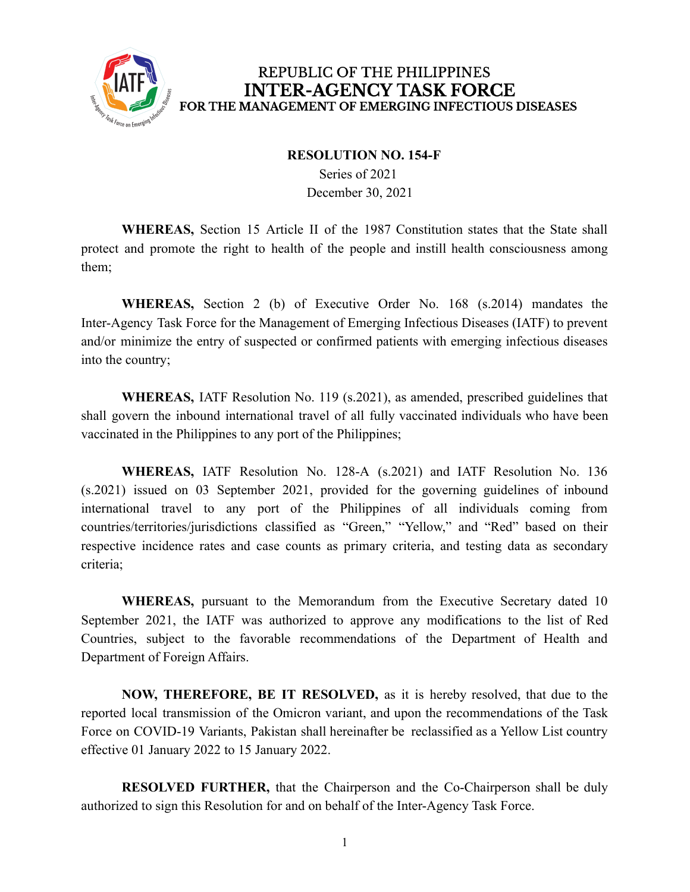REPUBLIC OF THE PHILIPPINES

**INTER-AGENCY TASK FORCE**

**FOR THE MANAGEMENT OF EMERGING INFECTIOUS DISEASES**

**RESOLUTION NO. 154-F**

Series of 2021

December 30, 2021

**WHEREAS,** Section 15 Article II of the 1987 Constitution states that the State shall protect and promote the right to health of the people and instill health consciousness among them;

**WHEREAS,** Section 2 (b) of Executive Order No. 168 (s.2014) mandates the Inter-Agency Task Force for the Management of Emerging Infectious Diseases (IATF) to prevent and/or minimize the entry of suspected or confirmed patients with emerging infectious diseases into the country;

**WHEREAS,** IATF Resolution No. 119 (s.2021), as amended, prescribed guidelines that shall govern the inbound international travel of all fully vaccinated individuals who have been vaccinated in the Philippines to any port of the Philippines;

**WHEREAS,** IATF Resolution No. 128-A (s.2021) and IATF Resolution No. 136 (s.2021) issued on 03 September 2021, provided for the governing guidelines of inbound international travel to any port of the Philippines of all individuals coming from countries/territories/jurisdictions classified as "Green," "Yellow," and "Red" based on their respective incidence rates and case counts as primary criteria, and testing data as secondary criteria;

**WHEREAS,** pursuant to the Memorandum from the Executive Secretary dated 10 September 2021, the IATF was authorized to approve any modifications to the list of Red Countries, subject to the favorable recommendations of the Department of Health and Department of Foreign Affairs.

**NOW, THEREFORE, BE IT RESOLVED,** as it is hereby resolved, that due to the reported local transmission of the Omicron variant, and upon the recommendations of the Task Force on COVID-19 Variants, Pakistan shall hereinafter be reclassified as a Yellow List country effective 01 January 2022 to 15 January 2022.

**RESOLVED FURTHER,** that the Chairperson and the Co-Chairperson shall be duly authorized to sign this Resolution for and on behalf of the Inter-Agency Task Force.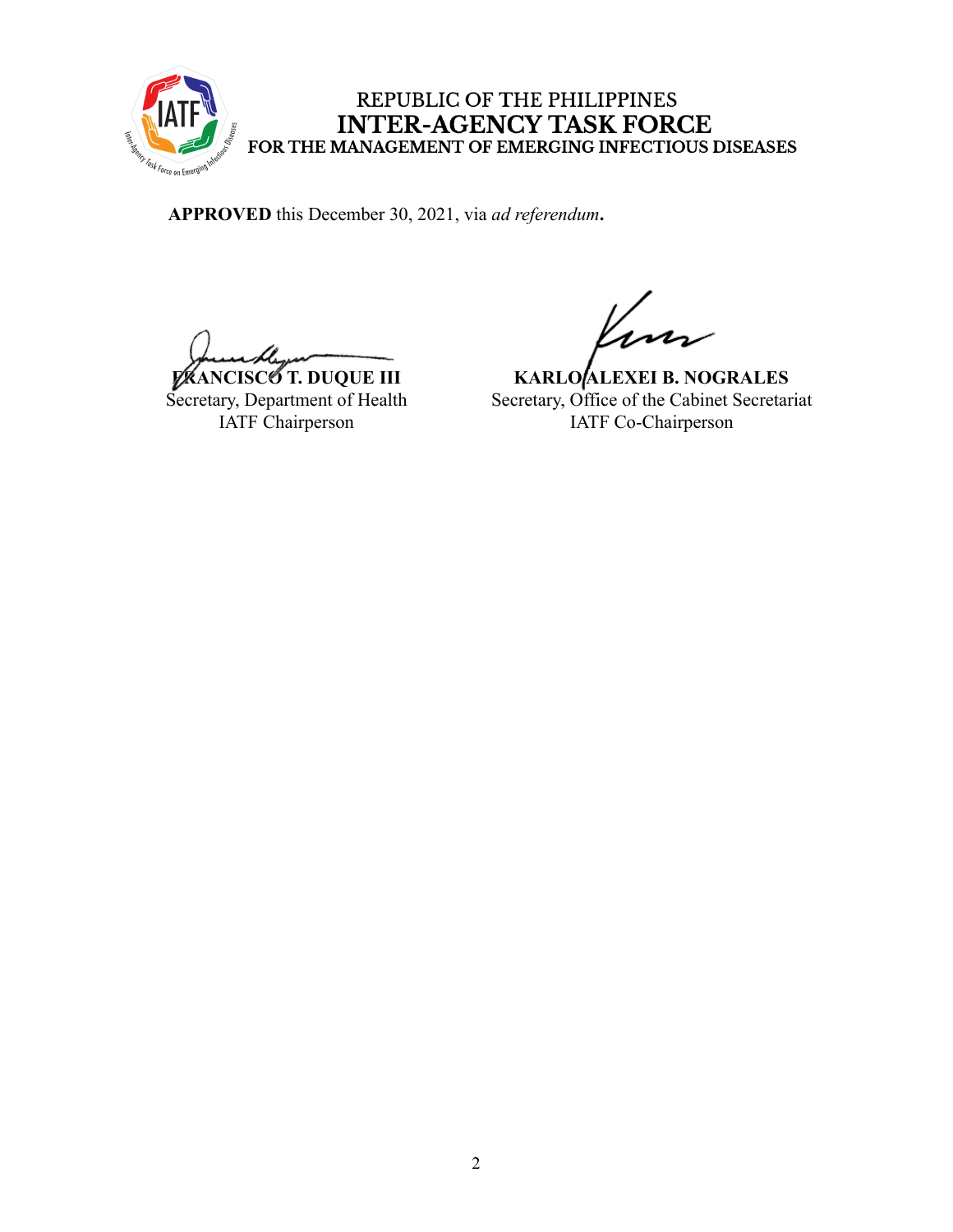REPUBLIC OF THE PHILIPPINES
**INTER-AGENCY TASK FORCE**
**FOR THE MANAGEMENT OF EMERGING INFECTIOUS DISEASES**

**APPROVED** this December 30, 2021, via *ad referendum***.**

| | |
|---|---|
| **FRANCISCO T. DUQUE III** | **KARLO ALEXEI B. NOGRALES** |
| Secretary, Department of Health | Secretary, Office of the Cabinet Secretariat |
| IATF Chairperson | IATF Co-Chairperson |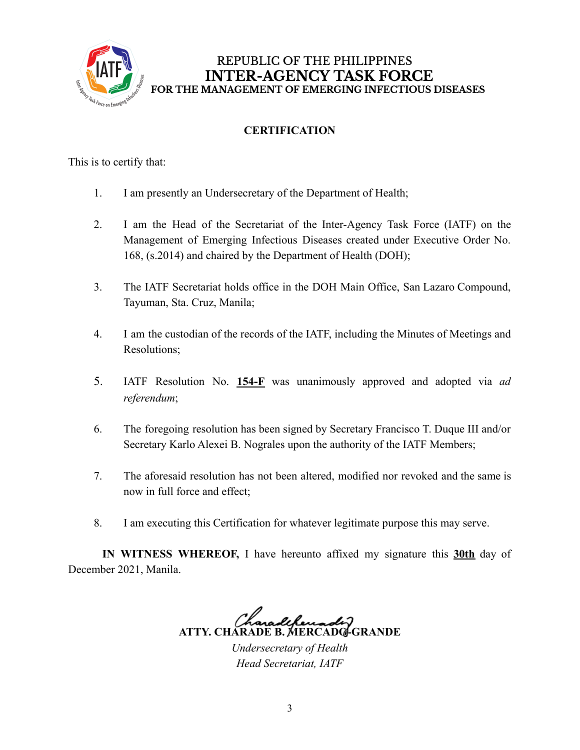REPUBLIC OF THE PHILIPPINES
**INTER-AGENCY TASK FORCE**
**FOR THE MANAGEMENT OF EMERGING INFECTIOUS DISEASES**

## CERTIFICATION

This is to certify that:

1. I am presently an Undersecretary of the Department of Health;

2. I am the Head of the Secretariat of the Inter-Agency Task Force (IATF) on the Management of Emerging Infectious Diseases created under Executive Order No. 168, (s.2014) and chaired by the Department of Health (DOH);

3. The IATF Secretariat holds office in the DOH Main Office, San Lazaro Compound, Tayuman, Sta. Cruz, Manila;

4. I am the custodian of the records of the IATF, including the Minutes of Meetings and Resolutions;

5. IATF Resolution No. **154-F** was unanimously approved and adopted via *ad referendum*;

6. The foregoing resolution has been signed by Secretary Francisco T. Duque III and/or Secretary Karlo Alexei B. Nograles upon the authority of the IATF Members;

7. The aforesaid resolution has not been altered, modified nor revoked and the same is now in full force and effect;

8. I am executing this Certification for whatever legitimate purpose this may serve.

**IN WITNESS WHEREOF,** I have hereunto affixed my signature this **30th** day of December 2021, Manila.

**ATTY. CHARADE B. MERCADO-GRANDE**
*Undersecretary of Health*
*Head Secretariat, IATF*